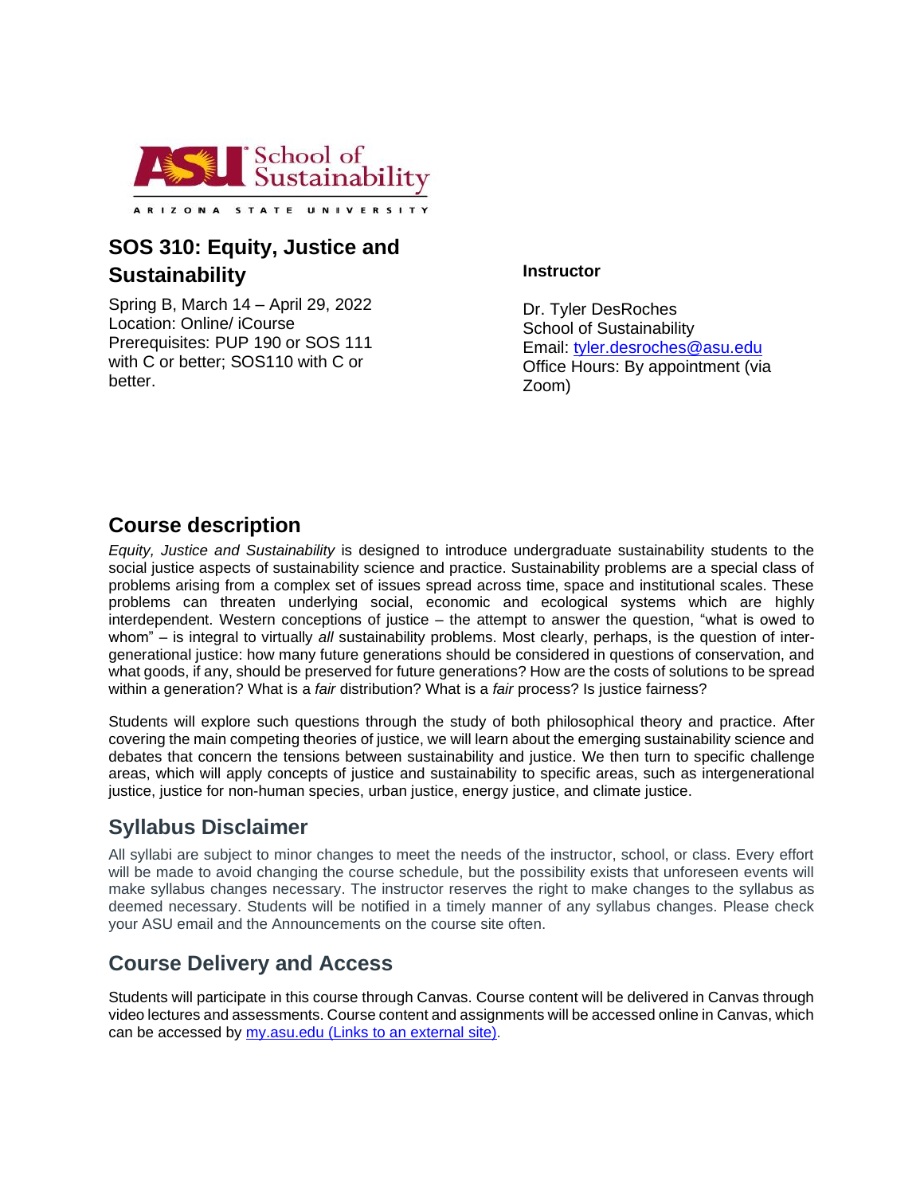ASU School of Sustainability

ARIZONA STATE UNIVERSITY

# SOS 310: Equity, Justice and Sustainability

Spring B, March 14 – April 29, 2022
Location: Online/ iCourse
Prerequisites: PUP 190 or SOS 111 with C or better; SOS110 with C or better.

**Instructor**

Dr. Tyler DesRoches
School of Sustainability
Email: [tyler.desroches@asu.edu](mailto:tyler.desroches@asu.edu)
Office Hours: By appointment (via Zoom)

## Course description

*Equity, Justice and Sustainability* is designed to introduce undergraduate sustainability students to the social justice aspects of sustainability science and practice. Sustainability problems are a special class of problems arising from a complex set of issues spread across time, space and institutional scales. These problems can threaten underlying social, economic and ecological systems which are highly interdependent. Western conceptions of justice – the attempt to answer the question, "what is owed to whom" – is integral to virtually *all* sustainability problems. Most clearly, perhaps, is the question of inter-generational justice: how many future generations should be considered in questions of conservation, and what goods, if any, should be preserved for future generations? How are the costs of solutions to be spread within a generation? What is a *fair* distribution? What is a *fair* process? Is justice fairness?

Students will explore such questions through the study of both philosophical theory and practice. After covering the main competing theories of justice, we will learn about the emerging sustainability science and debates that concern the tensions between sustainability and justice. We then turn to specific challenge areas, which will apply concepts of justice and sustainability to specific areas, such as intergenerational justice, justice for non-human species, urban justice, energy justice, and climate justice.

## Syllabus Disclaimer

All syllabi are subject to minor changes to meet the needs of the instructor, school, or class. Every effort will be made to avoid changing the course schedule, but the possibility exists that unforeseen events will make syllabus changes necessary. The instructor reserves the right to make changes to the syllabus as deemed necessary. Students will be notified in a timely manner of any syllabus changes. Please check your ASU email and the Announcements on the course site often.

## Course Delivery and Access

Students will participate in this course through Canvas. Course content will be delivered in Canvas through video lectures and assessments. Course content and assignments will be accessed online in Canvas, which can be accessed by [my.asu.edu (Links to an external site)](https://my.asu.edu).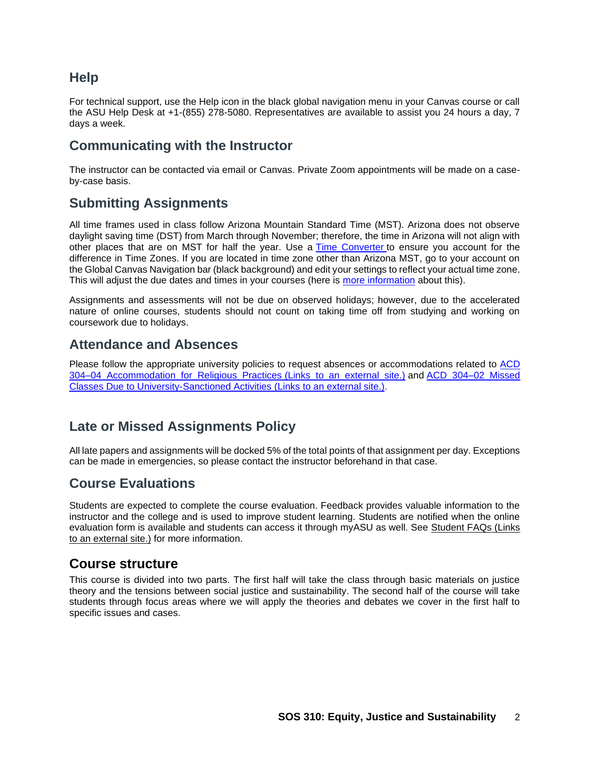## Help

For technical support, use the Help icon in the black global navigation menu in your Canvas course or call the ASU Help Desk at +1-(855) 278-5080. Representatives are available to assist you 24 hours a day, 7 days a week.

## Communicating with the Instructor

The instructor can be contacted via email or Canvas. Private Zoom appointments will be made on a case-by-case basis.

## Submitting Assignments

All time frames used in class follow Arizona Mountain Standard Time (MST). Arizona does not observe daylight saving time (DST) from March through November; therefore, the time in Arizona will not align with other places that are on MST for half the year. Use a [Time Converter](#) to ensure you account for the difference in Time Zones. If you are located in time zone other than Arizona MST, go to your account on the Global Canvas Navigation bar (black background) and edit your settings to reflect your actual time zone. This will adjust the due dates and times in your courses (here is [more information](#) about this).

Assignments and assessments will not be due on observed holidays; however, due to the accelerated nature of online courses, students should not count on taking time off from studying and working on coursework due to holidays.

## Attendance and Absences

Please follow the appropriate university policies to request absences or accommodations related to [ACD 304–04 Accommodation for Religious Practices (Links to an external site.)](#) and [ACD 304–02 Missed Classes Due to University-Sanctioned Activities (Links to an external site.)](#).

## Late or Missed Assignments Policy

All late papers and assignments will be docked 5% of the total points of that assignment per day. Exceptions can be made in emergencies, so please contact the instructor beforehand in that case.

## Course Evaluations

Students are expected to complete the course evaluation. Feedback provides valuable information to the instructor and the college and is used to improve student learning. Students are notified when the online evaluation form is available and students can access it through myASU as well. See [Student FAQs (Links to an external site.)](#) for more information.

## Course structure

This course is divided into two parts. The first half will take the class through basic materials on justice theory and the tensions between social justice and sustainability. The second half of the course will take students through focus areas where we will apply the theories and debates we cover in the first half to specific issues and cases.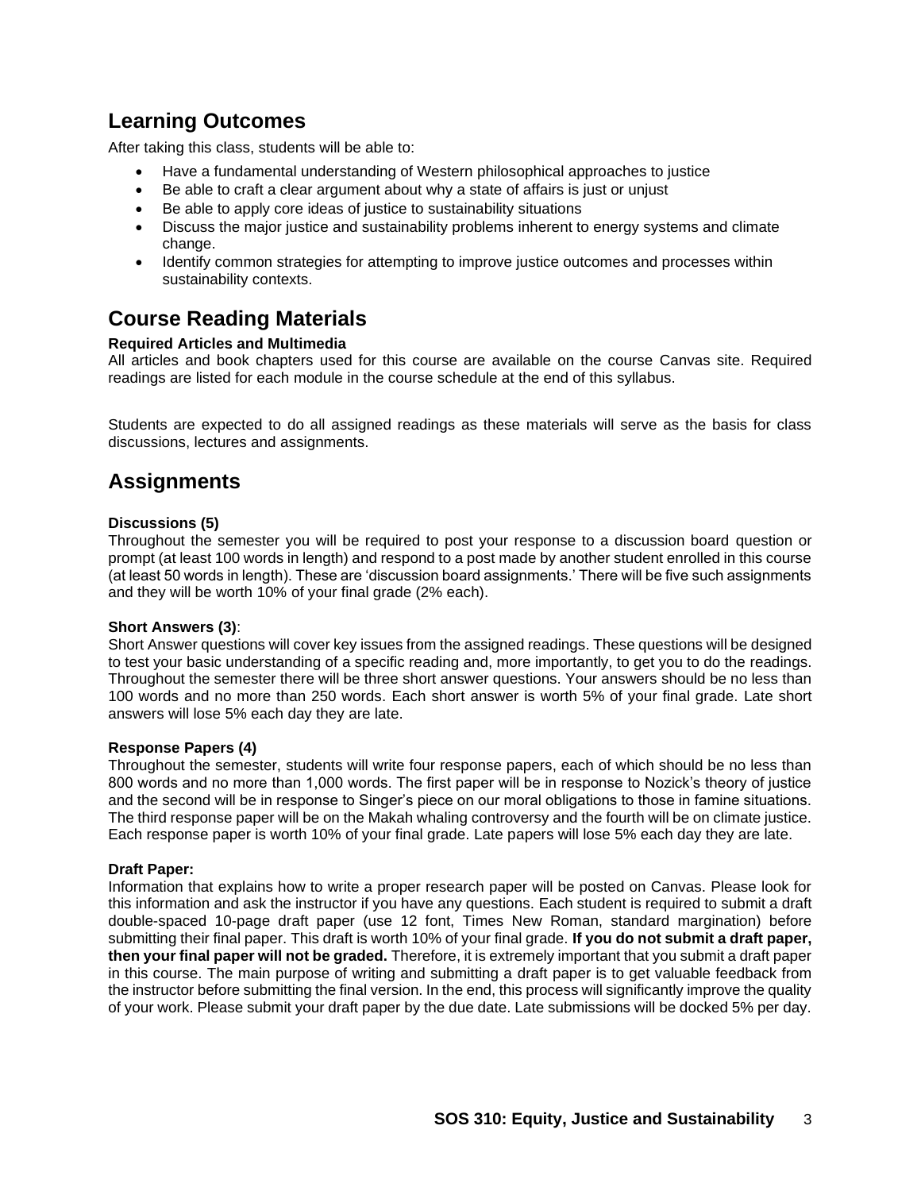## Learning Outcomes

After taking this class, students will be able to:

- Have a fundamental understanding of Western philosophical approaches to justice
- Be able to craft a clear argument about why a state of affairs is just or unjust
- Be able to apply core ideas of justice to sustainability situations
- Discuss the major justice and sustainability problems inherent to energy systems and climate change.
- Identify common strategies for attempting to improve justice outcomes and processes within sustainability contexts.

## Course Reading Materials

**Required Articles and Multimedia**

All articles and book chapters used for this course are available on the course Canvas site. Required readings are listed for each module in the course schedule at the end of this syllabus.

Students are expected to do all assigned readings as these materials will serve as the basis for class discussions, lectures and assignments.

## Assignments

**Discussions (5)**

Throughout the semester you will be required to post your response to a discussion board question or prompt (at least 100 words in length) and respond to a post made by another student enrolled in this course (at least 50 words in length). These are 'discussion board assignments.' There will be five such assignments and they will be worth 10% of your final grade (2% each).

**Short Answers (3)**:

Short Answer questions will cover key issues from the assigned readings. These questions will be designed to test your basic understanding of a specific reading and, more importantly, to get you to do the readings. Throughout the semester there will be three short answer questions. Your answers should be no less than 100 words and no more than 250 words. Each short answer is worth 5% of your final grade. Late short answers will lose 5% each day they are late.

**Response Papers (4)**

Throughout the semester, students will write four response papers, each of which should be no less than 800 words and no more than 1,000 words. The first paper will be in response to Nozick's theory of justice and the second will be in response to Singer's piece on our moral obligations to those in famine situations. The third response paper will be on the Makah whaling controversy and the fourth will be on climate justice. Each response paper is worth 10% of your final grade. Late papers will lose 5% each day they are late.

**Draft Paper:**

Information that explains how to write a proper research paper will be posted on Canvas. Please look for this information and ask the instructor if you have any questions. Each student is required to submit a draft double-spaced 10-page draft paper (use 12 font, Times New Roman, standard margination) before submitting their final paper. This draft is worth 10% of your final grade. **If you do not submit a draft paper, then your final paper will not be graded.** Therefore, it is extremely important that you submit a draft paper in this course. The main purpose of writing and submitting a draft paper is to get valuable feedback from the instructor before submitting the final version. In the end, this process will significantly improve the quality of your work. Please submit your draft paper by the due date. Late submissions will be docked 5% per day.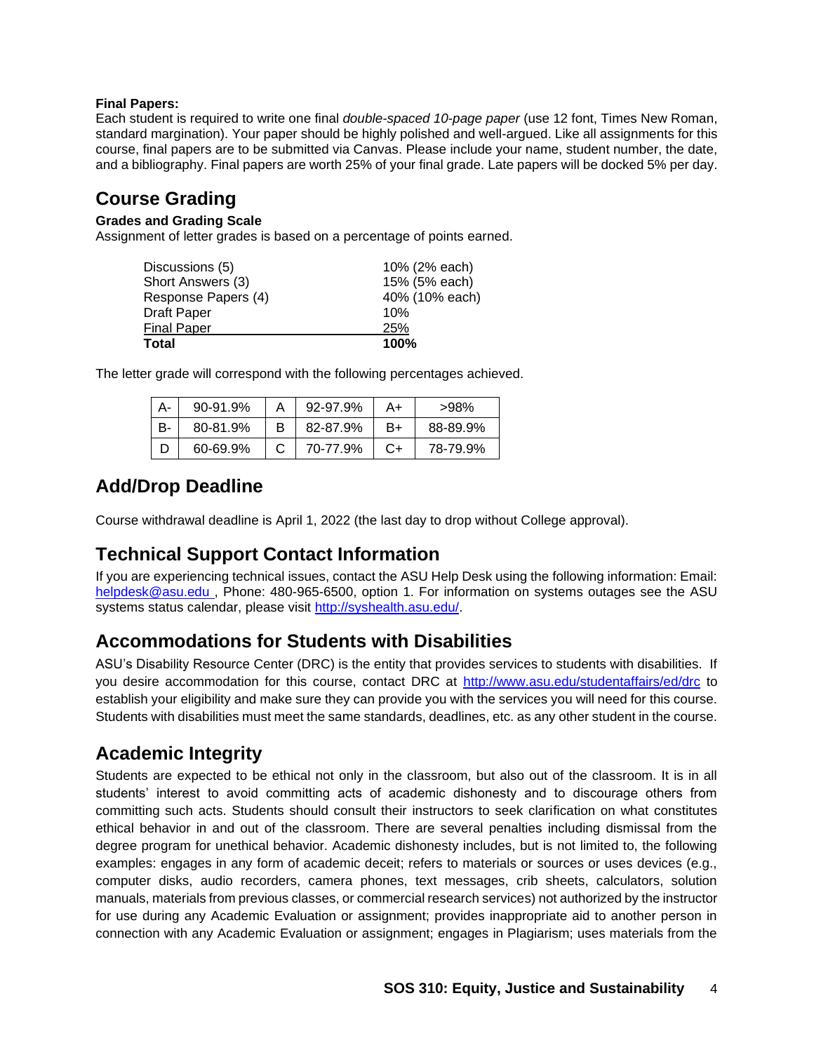**Final Papers:**
Each student is required to write one final *double-spaced 10-page paper* (use 12 font, Times New Roman, standard margination). Your paper should be highly polished and well-argued. Like all assignments for this course, final papers are to be submitted via Canvas. Please include your name, student number, the date, and a bibliography. Final papers are worth 25% of your final grade. Late papers will be docked 5% per day.

## Course Grading

**Grades and Grading Scale**
Assignment of letter grades is based on a percentage of points earned.

| | |
|---|---|
| Discussions (5) | 10% (2% each) |
| Short Answers (3) | 15% (5% each) |
| Response Papers (4) | 40% (10% each) |
| Draft Paper | 10% |
| Final Paper | 25% |
| **Total** | **100%** |

The letter grade will correspond with the following percentages achieved.

| | | | | | |
|---|---|---|---|---|---|
| A- | 90-91.9% | A | 92-97.9% | A+ | >98% |
| B- | 80-81.9% | B | 82-87.9% | B+ | 88-89.9% |
| D | 60-69.9% | C | 70-77.9% | C+ | 78-79.9% |

## Add/Drop Deadline

Course withdrawal deadline is April 1, 2022 (the last day to drop without College approval).

## Technical Support Contact Information

If you are experiencing technical issues, contact the ASU Help Desk using the following information: Email: helpdesk@asu.edu , Phone: 480-965-6500, option 1. For information on systems outages see the ASU systems status calendar, please visit http://syshealth.asu.edu/.

## Accommodations for Students with Disabilities

ASU's Disability Resource Center (DRC) is the entity that provides services to students with disabilities. If you desire accommodation for this course, contact DRC at http://www.asu.edu/studentaffairs/ed/drc to establish your eligibility and make sure they can provide you with the services you will need for this course. Students with disabilities must meet the same standards, deadlines, etc. as any other student in the course.

## Academic Integrity

Students are expected to be ethical not only in the classroom, but also out of the classroom. It is in all students' interest to avoid committing acts of academic dishonesty and to discourage others from committing such acts. Students should consult their instructors to seek clarification on what constitutes ethical behavior in and out of the classroom. There are several penalties including dismissal from the degree program for unethical behavior. Academic dishonesty includes, but is not limited to, the following examples: engages in any form of academic deceit; refers to materials or sources or uses devices (e.g., computer disks, audio recorders, camera phones, text messages, crib sheets, calculators, solution manuals, materials from previous classes, or commercial research services) not authorized by the instructor for use during any Academic Evaluation or assignment; provides inappropriate aid to another person in connection with any Academic Evaluation or assignment; engages in Plagiarism; uses materials from the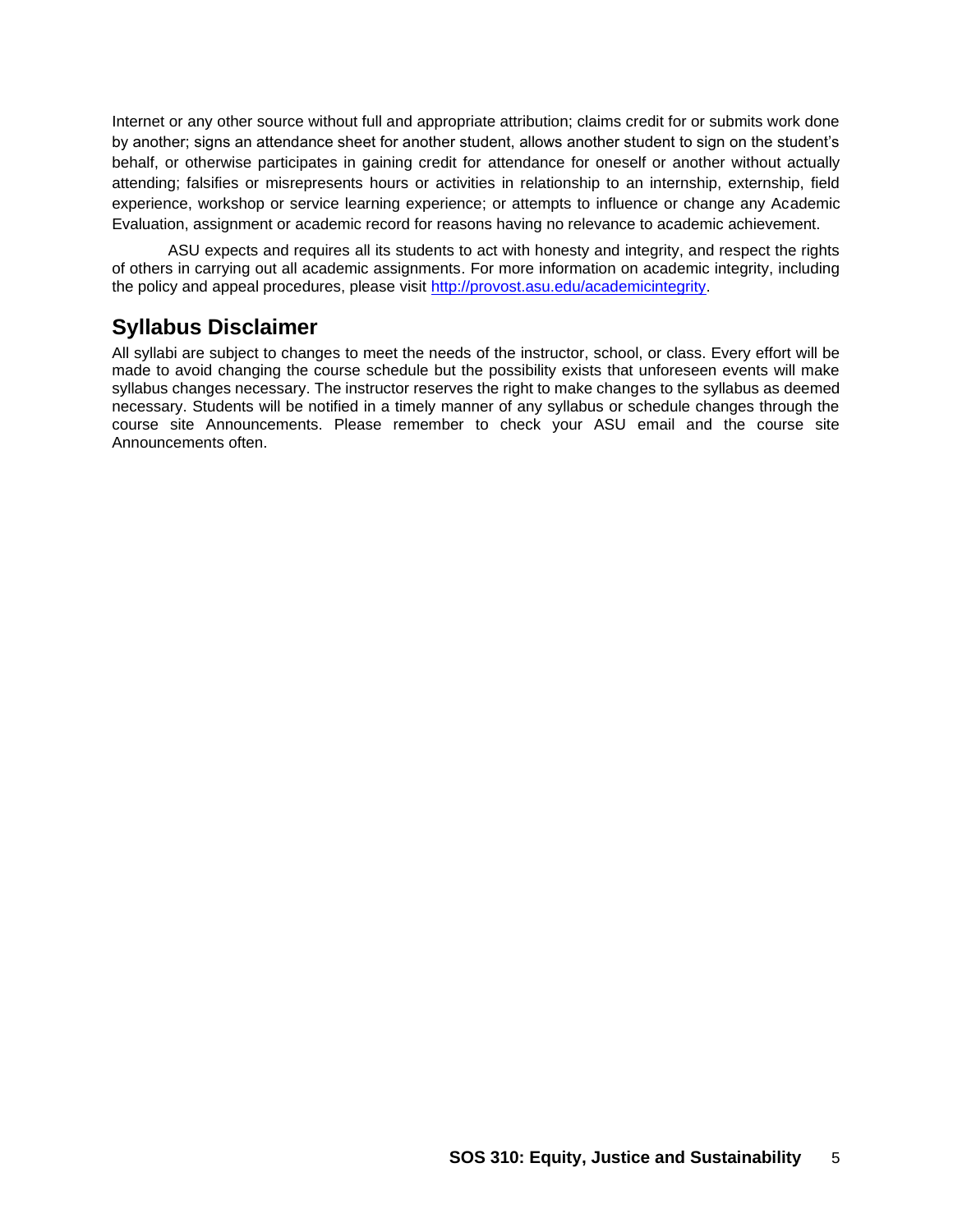Internet or any other source without full and appropriate attribution; claims credit for or submits work done by another; signs an attendance sheet for another student, allows another student to sign on the student's behalf, or otherwise participates in gaining credit for attendance for oneself or another without actually attending; falsifies or misrepresents hours or activities in relationship to an internship, externship, field experience, workshop or service learning experience; or attempts to influence or change any Academic Evaluation, assignment or academic record for reasons having no relevance to academic achievement.

ASU expects and requires all its students to act with honesty and integrity, and respect the rights of others in carrying out all academic assignments. For more information on academic integrity, including the policy and appeal procedures, please visit [http://provost.asu.edu/academicintegrity](http://provost.asu.edu/academicintegrity).

## Syllabus Disclaimer

All syllabi are subject to changes to meet the needs of the instructor, school, or class. Every effort will be made to avoid changing the course schedule but the possibility exists that unforeseen events will make syllabus changes necessary. The instructor reserves the right to make changes to the syllabus as deemed necessary. Students will be notified in a timely manner of any syllabus or schedule changes through the course site Announcements. Please remember to check your ASU email and the course site Announcements often.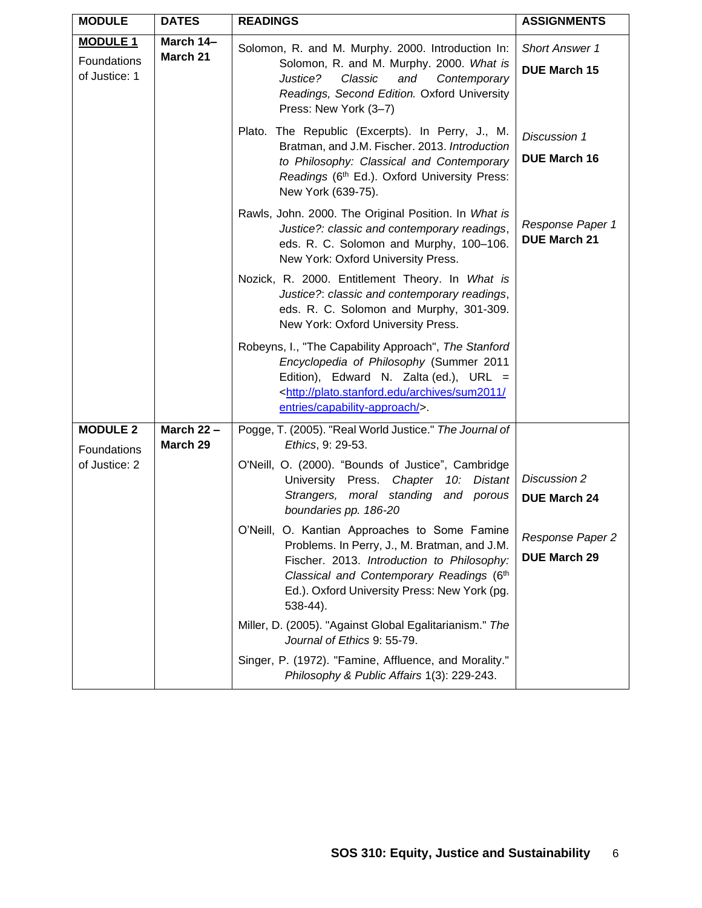| MODULE | DATES | READINGS | ASSIGNMENTS |
|---|---|---|---|
| **MODULE 1** Foundations of Justice: 1 | **March 14– March 21** | Solomon, R. and M. Murphy. 2000. Introduction In: Solomon, R. and M. Murphy. 2000. *What is Justice? Classic and Contemporary Readings, Second Edition.* Oxford University Press: New York (3–7) | *Short Answer 1* **DUE March 15** |
| | | Plato. The Republic (Excerpts). In Perry, J., M. Bratman, and J.M. Fischer. 2013. *Introduction to Philosophy: Classical and Contemporary Readings* (6th Ed.). Oxford University Press: New York (639-75). | *Discussion 1* **DUE March 16** |
| | | Rawls, John. 2000. The Original Position. In *What is Justice?: classic and contemporary readings*, eds. R. C. Solomon and Murphy, 100–106. New York: Oxford University Press. | *Response Paper 1* **DUE March 21** |
| | | Nozick, R. 2000. Entitlement Theory. In *What is Justice?*: *classic and contemporary readings*, eds. R. C. Solomon and Murphy, 301-309. New York: Oxford University Press. | |
| | | Robeyns, I., "The Capability Approach", *The Stanford Encyclopedia of Philosophy* (Summer 2011 Edition), Edward N. Zalta (ed.), URL = <http://plato.stanford.edu/archives/sum2011/entries/capability-approach/>. | |
| **MODULE 2** Foundations of Justice: 2 | **March 22 – March 29** | Pogge, T. (2005). "Real World Justice." *The Journal of Ethics*, 9: 29-53. | |
| | | O'Neill, O. (2000). "Bounds of Justice", Cambridge University Press. *Chapter 10: Distant Strangers, moral standing and porous boundaries pp. 186-20* | *Discussion 2* **DUE March 24** |
| | | O'Neill, O. Kantian Approaches to Some Famine Problems. In Perry, J., M. Bratman, and J.M. Fischer. 2013. *Introduction to Philosophy: Classical and Contemporary Readings* (6th Ed.). Oxford University Press: New York (pg. 538-44). | *Response Paper 2* **DUE March 29** |
| | | Miller, D. (2005). "Against Global Egalitarianism." *The Journal of Ethics* 9: 55-79. | |
| | | Singer, P. (1972). "Famine, Affluence, and Morality." *Philosophy & Public Affairs* 1(3): 229-243. | |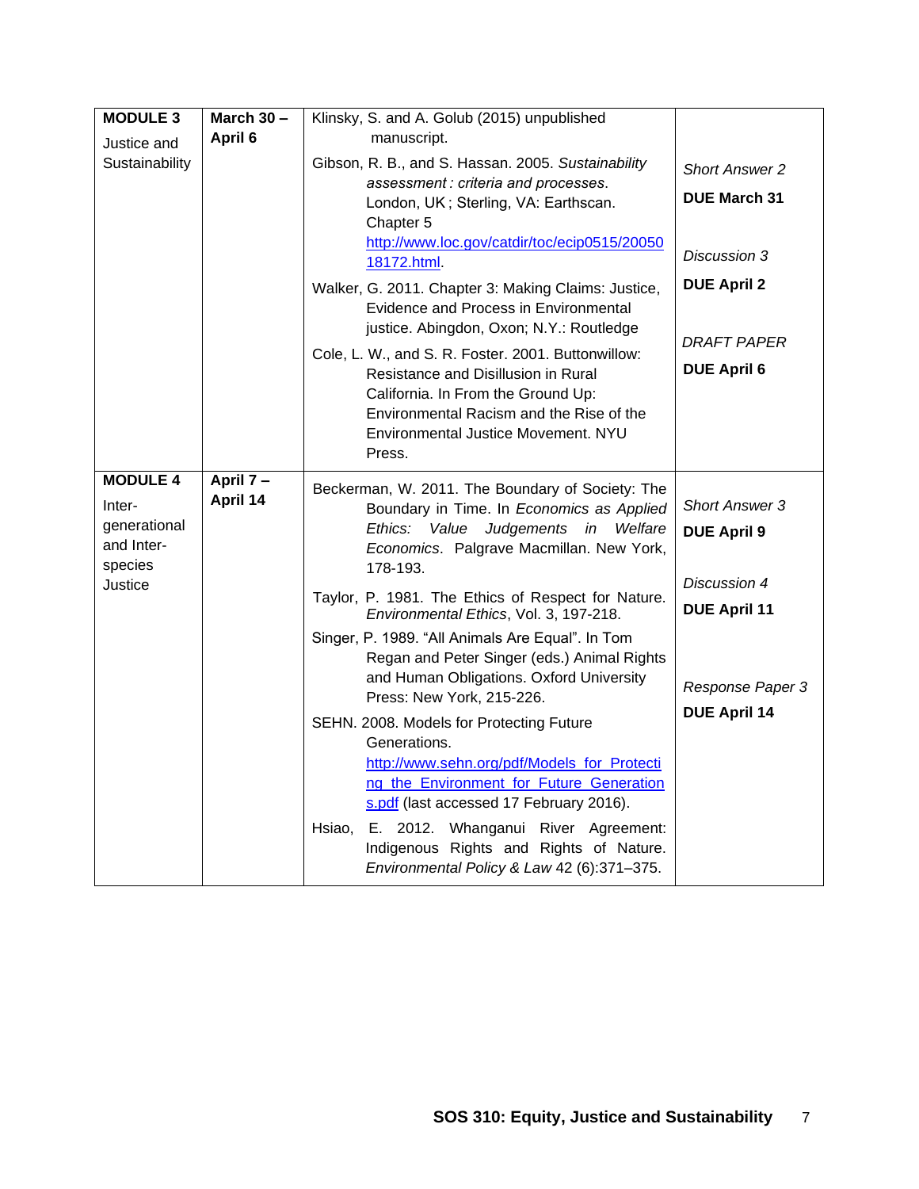| | | | |
|---|---|---|---|
| **MODULE 3**<br>Justice and Sustainability | **March 30 – April 6** | Klinsky, S. and A. Golub (2015) unpublished manuscript.<br><br>Gibson, R. B., and S. Hassan. 2005. *Sustainability assessment : criteria and processes*. London, UK ; Sterling, VA: Earthscan. Chapter 5 http://www.loc.gov/catdir/toc/ecip0515/2005018172.html.<br><br>Walker, G. 2011. Chapter 3: Making Claims: Justice, Evidence and Process in Environmental justice. Abingdon, Oxon; N.Y.: Routledge<br><br>Cole, L. W., and S. R. Foster. 2001. Buttonwillow: Resistance and Disillusion in Rural California. In From the Ground Up: Environmental Racism and the Rise of the Environmental Justice Movement. NYU Press. | *Short Answer 2*<br>**DUE March 31**<br><br>*Discussion 3*<br>**DUE April 2**<br><br>*DRAFT PAPER*<br>**DUE April 6** |
| **MODULE 4**<br>Inter-generational and Inter-species Justice | **April 7 – April 14** | Beckerman, W. 2011. The Boundary of Society: The Boundary in Time. In *Economics as Applied Ethics: Value Judgements in Welfare Economics*. Palgrave Macmillan. New York, 178-193.<br><br>Taylor, P. 1981. The Ethics of Respect for Nature. *Environmental Ethics*, Vol. 3, 197-218.<br><br>Singer, P. 1989. "All Animals Are Equal". In Tom Regan and Peter Singer (eds.) Animal Rights and Human Obligations. Oxford University Press: New York, 215-226.<br><br>SEHN. 2008. Models for Protecting Future Generations. http://www.sehn.org/pdf/Models_for_Protecting_the_Environment_for_Future_Generations.pdf (last accessed 17 February 2016).<br><br>Hsiao, E. 2012. Whanganui River Agreement: Indigenous Rights and Rights of Nature. *Environmental Policy & Law* 42 (6):371–375. | *Short Answer 3*<br>**DUE April 9**<br><br>*Discussion 4*<br>**DUE April 11**<br><br>*Response Paper 3*<br>**DUE April 14** |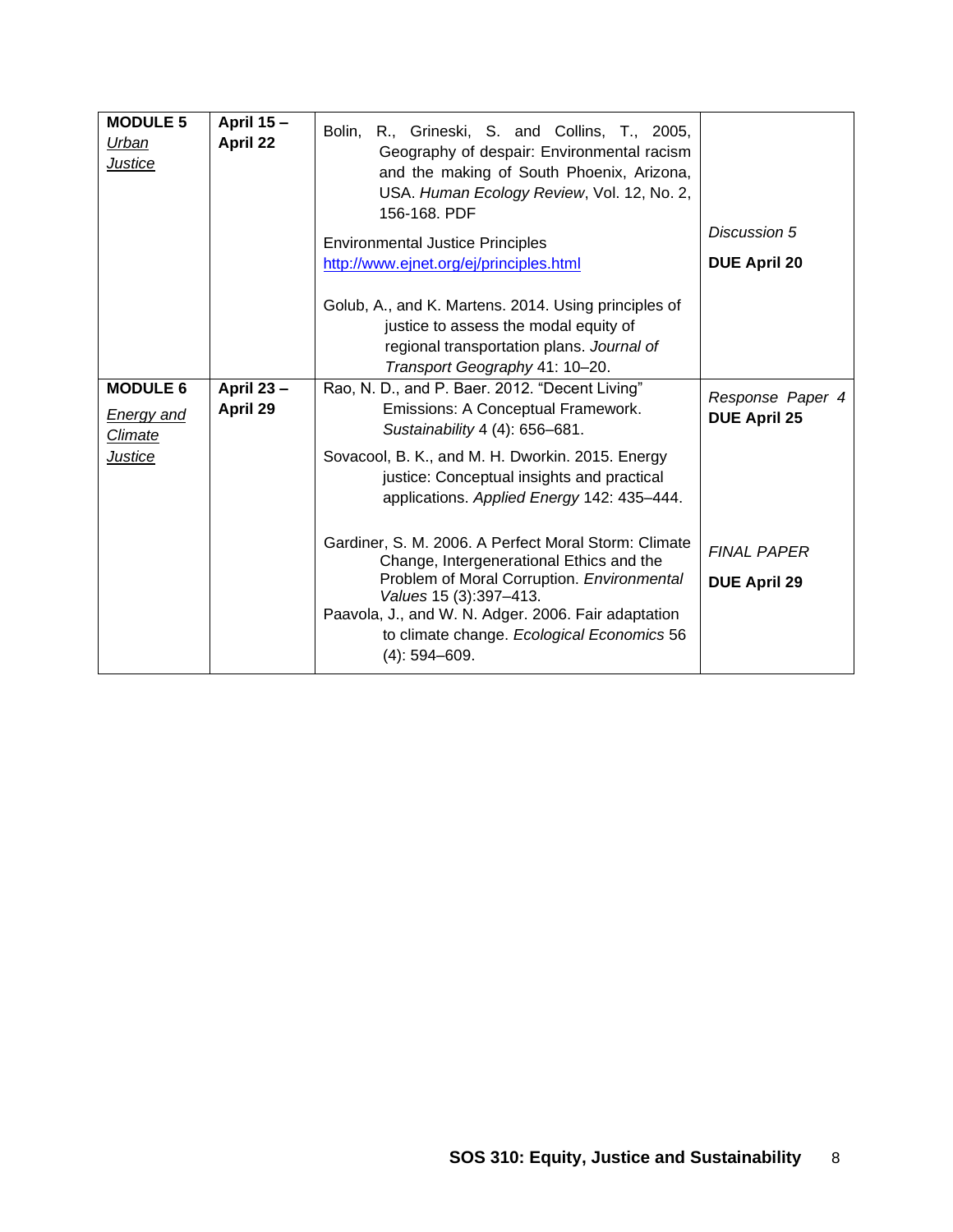| | | | |
|---|---|---|---|
| **MODULE 5** <u>*Urban Justice*</u> | **April 15 – April 22** | Bolin, R., Grineski, S. and Collins, T., 2005, Geography of despair: Environmental racism and the making of South Phoenix, Arizona, USA. *Human Ecology Review*, Vol. 12, No. 2, 156-168. PDF<br><br>Environmental Justice Principles [http://www.ejnet.org/ej/principles.html](http://www.ejnet.org/ej/principles.html)<br><br>Golub, A., and K. Martens. 2014. Using principles of justice to assess the modal equity of regional transportation plans. *Journal of Transport Geography* 41: 10–20. | *Discussion 5*<br><br>**DUE April 20** |
| **MODULE 6** <u>*Energy and Climate Justice*</u> | **April 23 – April 29** | Rao, N. D., and P. Baer. 2012. “Decent Living” Emissions: A Conceptual Framework. *Sustainability* 4 (4): 656–681.<br><br>Sovacool, B. K., and M. H. Dworkin. 2015. Energy justice: Conceptual insights and practical applications. *Applied Energy* 142: 435–444.<br><br>Gardiner, S. M. 2006. A Perfect Moral Storm: Climate Change, Intergenerational Ethics and the Problem of Moral Corruption. *Environmental Values* 15 (3):397–413.<br>Paavola, J., and W. N. Adger. 2006. Fair adaptation to climate change. *Ecological Economics* 56 (4): 594–609. | *Response Paper 4* **DUE April 25**<br><br>*FINAL PAPER*<br><br>**DUE April 29** |